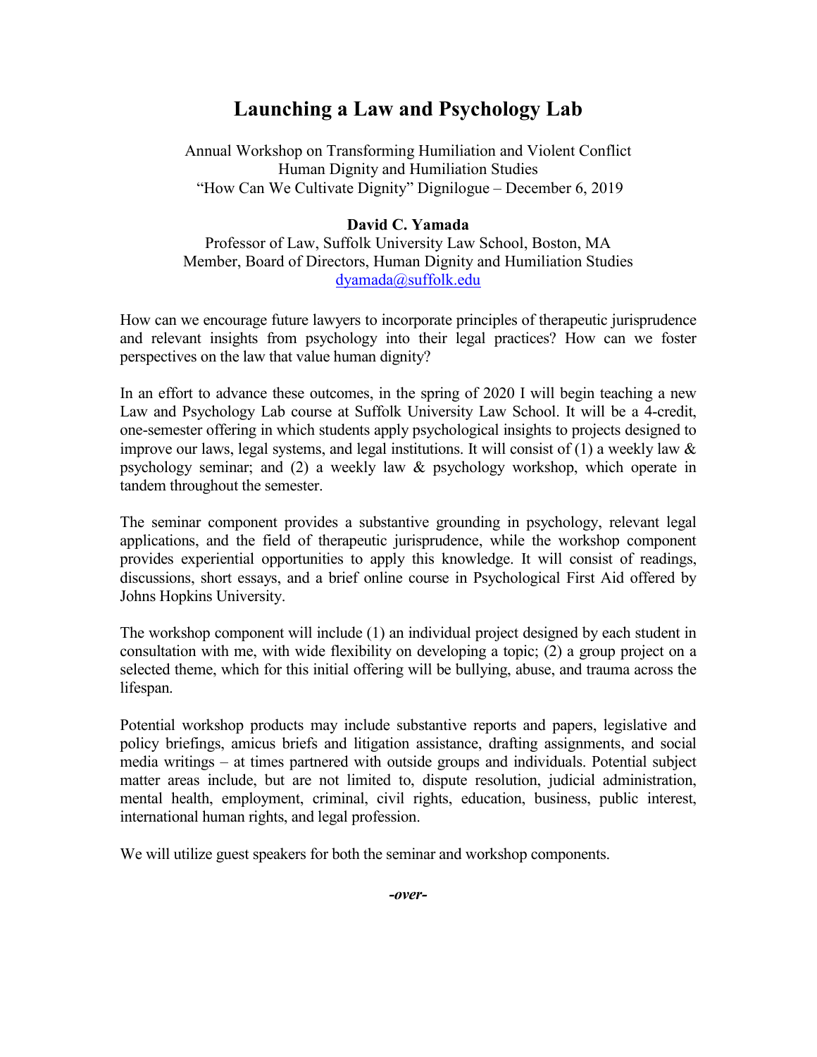# Launching a Law and Psychology Lab

Annual Workshop on Transforming Humiliation and Violent Conflict
Human Dignity and Humiliation Studies
"How Can We Cultivate Dignity" Dignilogue – December 6, 2019

**David C. Yamada**
Professor of Law, Suffolk University Law School, Boston, MA
Member, Board of Directors, Human Dignity and Humiliation Studies
dyamada@suffolk.edu

How can we encourage future lawyers to incorporate principles of therapeutic jurisprudence and relevant insights from psychology into their legal practices? How can we foster perspectives on the law that value human dignity?

In an effort to advance these outcomes, in the spring of 2020 I will begin teaching a new Law and Psychology Lab course at Suffolk University Law School. It will be a 4-credit, one-semester offering in which students apply psychological insights to projects designed to improve our laws, legal systems, and legal institutions. It will consist of (1) a weekly law & psychology seminar; and (2) a weekly law & psychology workshop, which operate in tandem throughout the semester.

The seminar component provides a substantive grounding in psychology, relevant legal applications, and the field of therapeutic jurisprudence, while the workshop component provides experiential opportunities to apply this knowledge. It will consist of readings, discussions, short essays, and a brief online course in Psychological First Aid offered by Johns Hopkins University.

The workshop component will include (1) an individual project designed by each student in consultation with me, with wide flexibility on developing a topic; (2) a group project on a selected theme, which for this initial offering will be bullying, abuse, and trauma across the lifespan.

Potential workshop products may include substantive reports and papers, legislative and policy briefings, amicus briefs and litigation assistance, drafting assignments, and social media writings – at times partnered with outside groups and individuals. Potential subject matter areas include, but are not limited to, dispute resolution, judicial administration, mental health, employment, criminal, civil rights, education, business, public interest, international human rights, and legal profession.

We will utilize guest speakers for both the seminar and workshop components.

***-over-***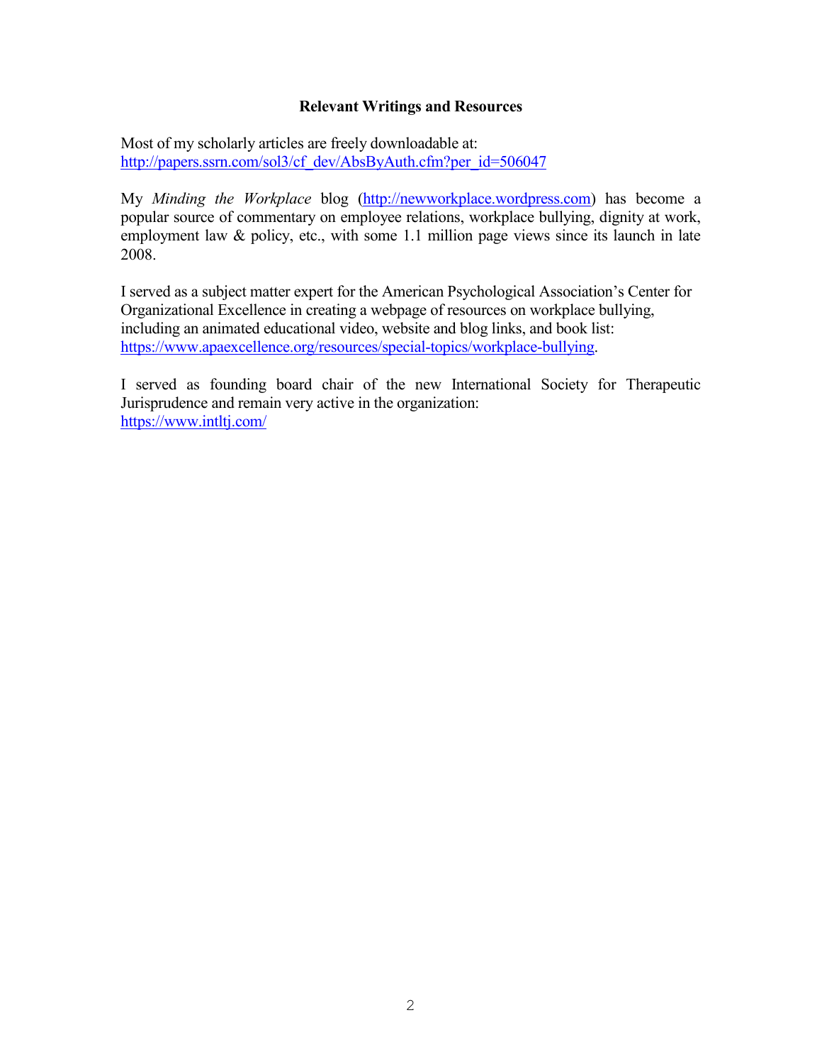**Relevant Writings and Resources**

Most of my scholarly articles are freely downloadable at:
http://papers.ssrn.com/sol3/cf_dev/AbsByAuth.cfm?per_id=506047

My *Minding the Workplace* blog (http://newworkplace.wordpress.com) has become a popular source of commentary on employee relations, workplace bullying, dignity at work, employment law & policy, etc., with some 1.1 million page views since its launch in late 2008.

I served as a subject matter expert for the American Psychological Association's Center for Organizational Excellence in creating a webpage of resources on workplace bullying, including an animated educational video, website and blog links, and book list:
https://www.apaexcellence.org/resources/special-topics/workplace-bullying.

I served as founding board chair of the new International Society for Therapeutic Jurisprudence and remain very active in the organization:
https://www.intltj.com/